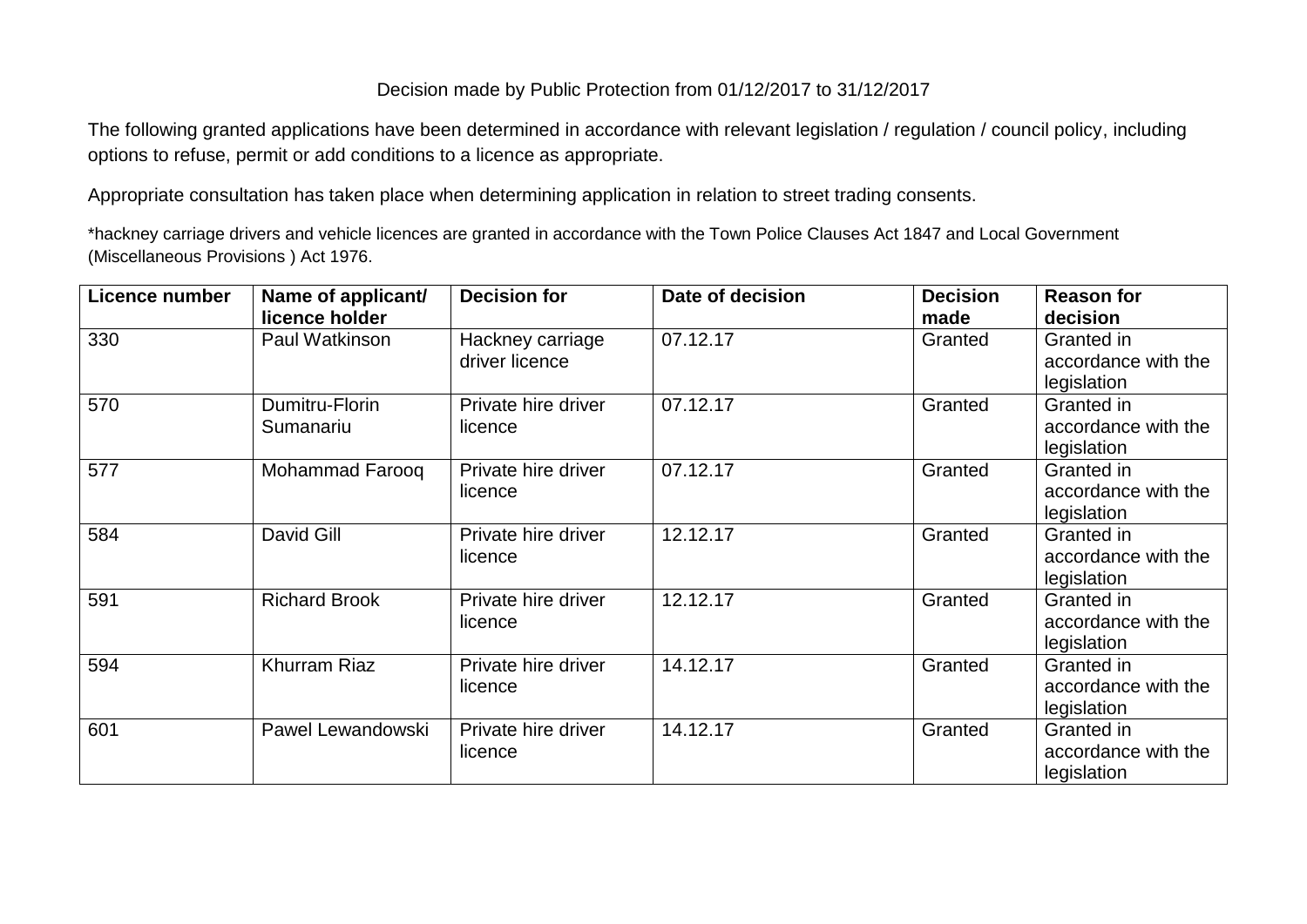Decision made by Public Protection from 01/12/2017 to 31/12/2017

The following granted applications have been determined in accordance with relevant legislation / regulation / council policy, including options to refuse, permit or add conditions to a licence as appropriate.

Appropriate consultation has taken place when determining application in relation to street trading consents.

*hackney carriage drivers and vehicle licences are granted in accordance with the Town Police Clauses Act 1847 and Local Government (Miscellaneous Provisions ) Act 1976.

| Licence number | Name of applicant/ licence holder | Decision for | Date of decision | Decision made | Reason for decision |
|---|---|---|---|---|---|
| 330 | Paul Watkinson | Hackney carriage driver licence | 07.12.17 | Granted | Granted in accordance with the legislation |
| 570 | Dumitru-Florin Sumanariu | Private hire driver licence | 07.12.17 | Granted | Granted in accordance with the legislation |
| 577 | Mohammad Farooq | Private hire driver licence | 07.12.17 | Granted | Granted in accordance with the legislation |
| 584 | David Gill | Private hire driver licence | 12.12.17 | Granted | Granted in accordance with the legislation |
| 591 | Richard Brook | Private hire driver licence | 12.12.17 | Granted | Granted in accordance with the legislation |
| 594 | Khurram Riaz | Private hire driver licence | 14.12.17 | Granted | Granted in accordance with the legislation |
| 601 | Pawel Lewandowski | Private hire driver licence | 14.12.17 | Granted | Granted in accordance with the legislation |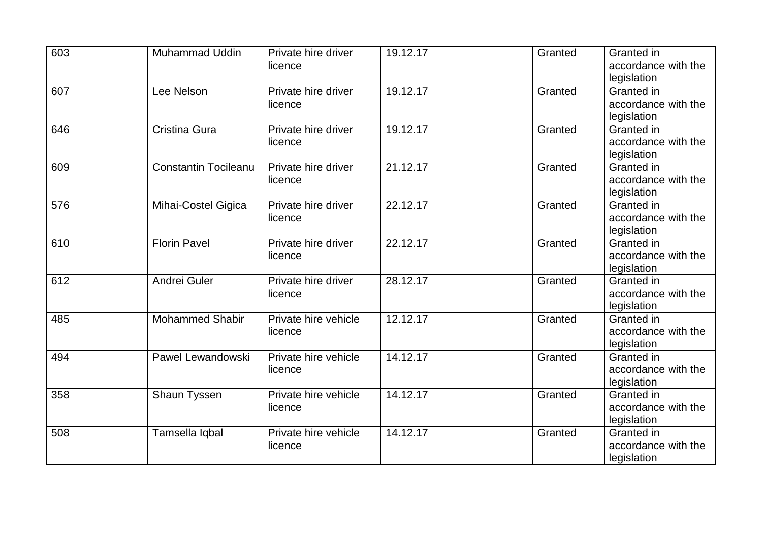| | | | | | |
|---|---|---|---|---|---|
| 603 | Muhammad Uddin | Private hire driver licence | 19.12.17 | Granted | Granted in accordance with the legislation |
| 607 | Lee Nelson | Private hire driver licence | 19.12.17 | Granted | Granted in accordance with the legislation |
| 646 | Cristina Gura | Private hire driver licence | 19.12.17 | Granted | Granted in accordance with the legislation |
| 609 | Constantin Tocileanu | Private hire driver licence | 21.12.17 | Granted | Granted in accordance with the legislation |
| 576 | Mihai-Costel Gigica | Private hire driver licence | 22.12.17 | Granted | Granted in accordance with the legislation |
| 610 | Florin Pavel | Private hire driver licence | 22.12.17 | Granted | Granted in accordance with the legislation |
| 612 | Andrei Guler | Private hire driver licence | 28.12.17 | Granted | Granted in accordance with the legislation |
| 485 | Mohammed Shabir | Private hire vehicle licence | 12.12.17 | Granted | Granted in accordance with the legislation |
| 494 | Pawel Lewandowski | Private hire vehicle licence | 14.12.17 | Granted | Granted in accordance with the legislation |
| 358 | Shaun Tyssen | Private hire vehicle licence | 14.12.17 | Granted | Granted in accordance with the legislation |
| 508 | Tamsella Iqbal | Private hire vehicle licence | 14.12.17 | Granted | Granted in accordance with the legislation |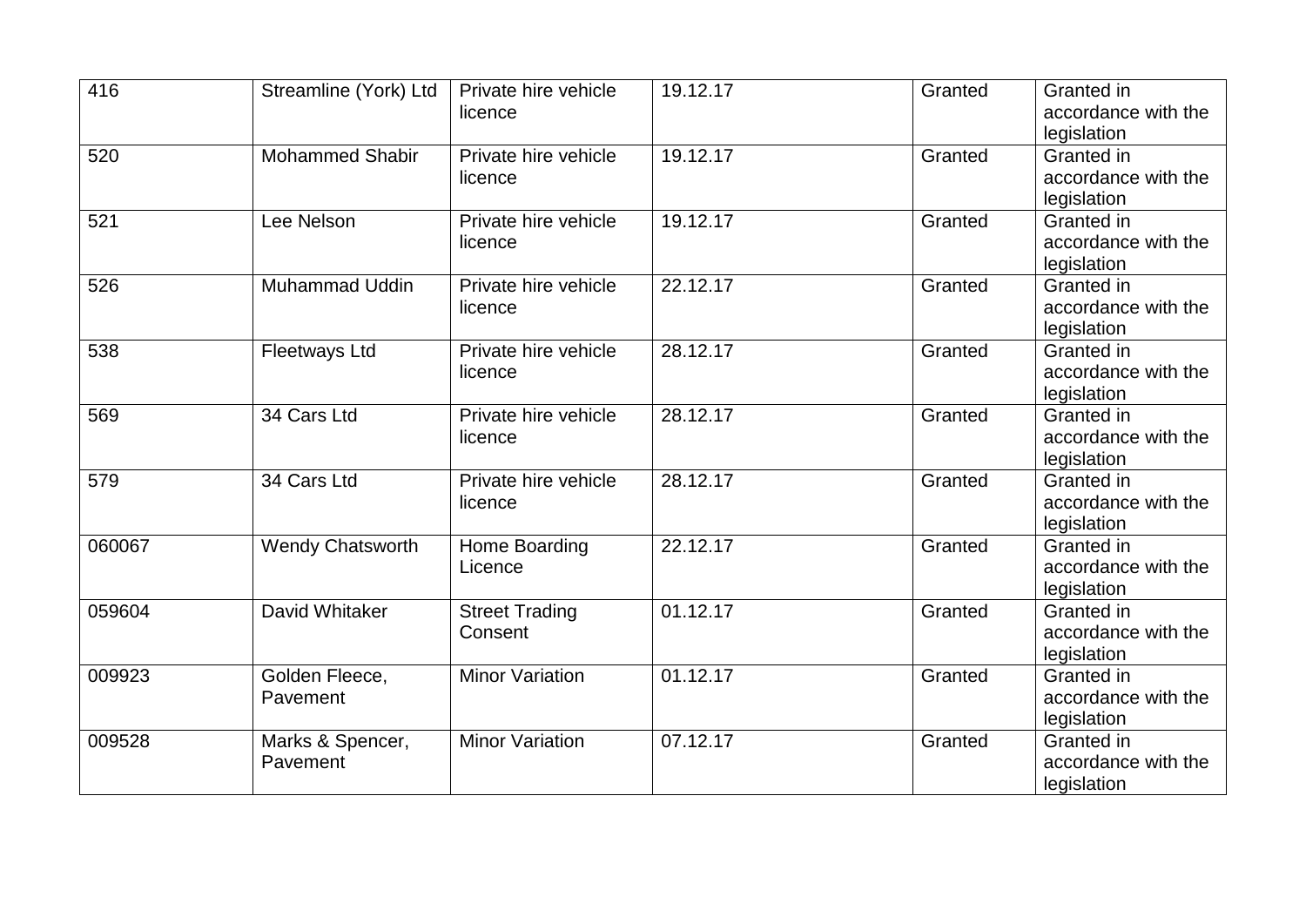| 416 | Streamline (York) Ltd | Private hire vehicle licence | 19.12.17 | Granted | Granted in accordance with the legislation |
|---|---|---|---|---|---|
| 520 | Mohammed Shabir | Private hire vehicle licence | 19.12.17 | Granted | Granted in accordance with the legislation |
| 521 | Lee Nelson | Private hire vehicle licence | 19.12.17 | Granted | Granted in accordance with the legislation |
| 526 | Muhammad Uddin | Private hire vehicle licence | 22.12.17 | Granted | Granted in accordance with the legislation |
| 538 | Fleetways Ltd | Private hire vehicle licence | 28.12.17 | Granted | Granted in accordance with the legislation |
| 569 | 34 Cars Ltd | Private hire vehicle licence | 28.12.17 | Granted | Granted in accordance with the legislation |
| 579 | 34 Cars Ltd | Private hire vehicle licence | 28.12.17 | Granted | Granted in accordance with the legislation |
| 060067 | Wendy Chatsworth | Home Boarding Licence | 22.12.17 | Granted | Granted in accordance with the legislation |
| 059604 | David Whitaker | Street Trading Consent | 01.12.17 | Granted | Granted in accordance with the legislation |
| 009923 | Golden Fleece, Pavement | Minor Variation | 01.12.17 | Granted | Granted in accordance with the legislation |
| 009528 | Marks & Spencer, Pavement | Minor Variation | 07.12.17 | Granted | Granted in accordance with the legislation |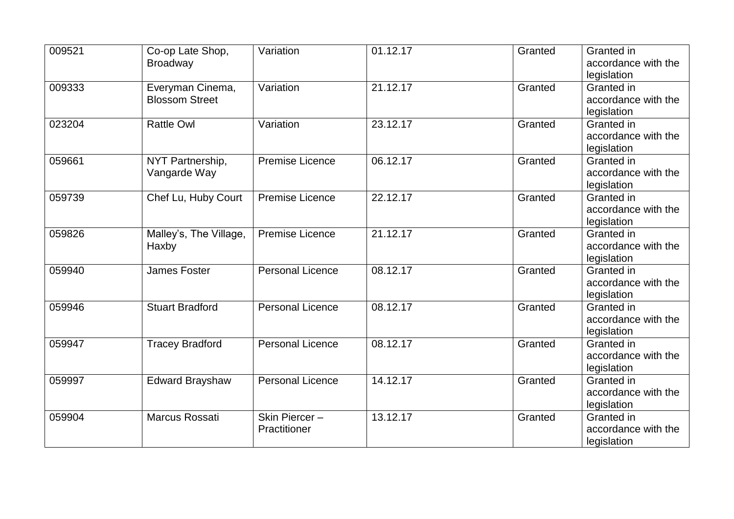| | | | | | |
|---|---|---|---|---|---|
| 009521 | Co-op Late Shop, Broadway | Variation | 01.12.17 | Granted | Granted in accordance with the legislation |
| 009333 | Everyman Cinema, Blossom Street | Variation | 21.12.17 | Granted | Granted in accordance with the legislation |
| 023204 | Rattle Owl | Variation | 23.12.17 | Granted | Granted in accordance with the legislation |
| 059661 | NYT Partnership, Vangarde Way | Premise Licence | 06.12.17 | Granted | Granted in accordance with the legislation |
| 059739 | Chef Lu, Huby Court | Premise Licence | 22.12.17 | Granted | Granted in accordance with the legislation |
| 059826 | Malley's, The Village, Haxby | Premise Licence | 21.12.17 | Granted | Granted in accordance with the legislation |
| 059940 | James Foster | Personal Licence | 08.12.17 | Granted | Granted in accordance with the legislation |
| 059946 | Stuart Bradford | Personal Licence | 08.12.17 | Granted | Granted in accordance with the legislation |
| 059947 | Tracey Bradford | Personal Licence | 08.12.17 | Granted | Granted in accordance with the legislation |
| 059997 | Edward Brayshaw | Personal Licence | 14.12.17 | Granted | Granted in accordance with the legislation |
| 059904 | Marcus Rossati | Skin Piercer – Practitioner | 13.12.17 | Granted | Granted in accordance with the legislation |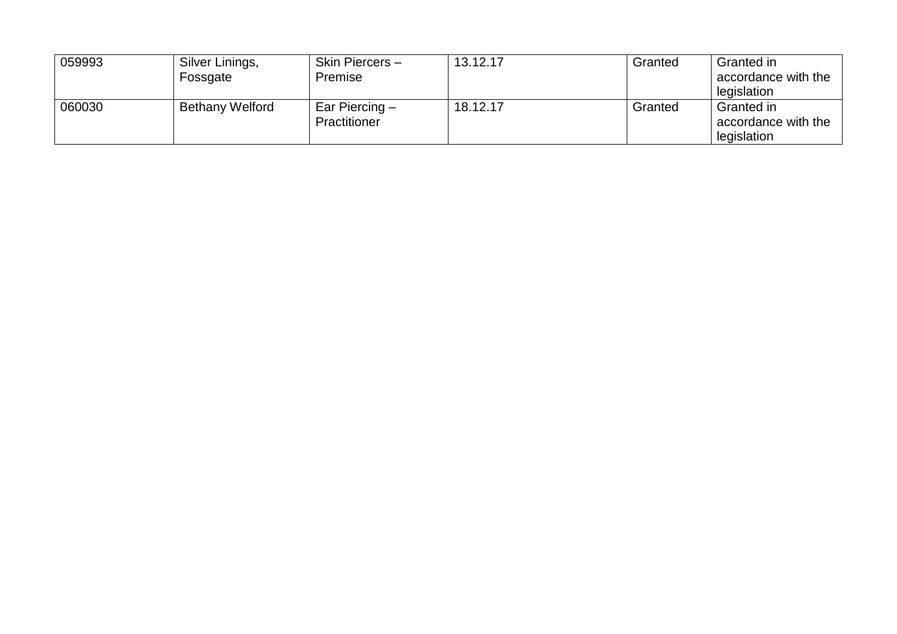| | | | | | |
|---|---|---|---|---|---|
| 059993 | Silver Linings, Fossgate | Skin Piercers – Premise | 13.12.17 | Granted | Granted in accordance with the legislation |
| 060030 | Bethany Welford | Ear Piercing – Practitioner | 18.12.17 | Granted | Granted in accordance with the legislation |